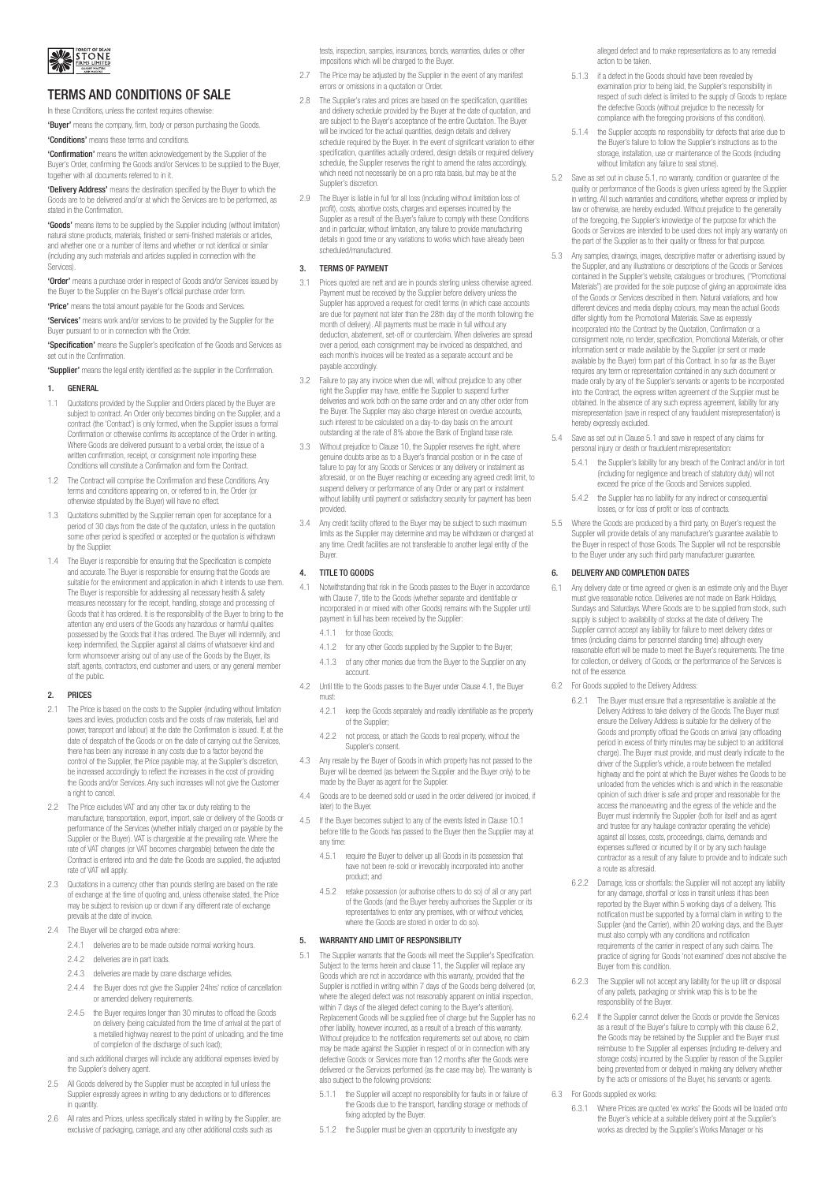# TERMS AND CONDITIONS OF SALE

In these Conditions, unless the context requires otherwise:

**'Buyer'** means the company, firm, body or person purchasing the Goods.

**'Conditions'** means these terms and conditions.

**'Confirmation'** means the written acknowledgement by the Supplier of the Buyer's Order, confirming the Goods and/or Services to be supplied to the Buyer, together with all documents referred to in it.

**'Delivery Address'** means the destination specified by the Buyer to which the Goods are to be delivered and/or at which the Services are to be performed, as stated in the Confirmation.

**'Goods'** means items to be supplied by the Supplier including (without limitation) natural stone products, materials, finished or semi-finished materials or articles, and whether one or a number of items and whether or not identical or similar (including any such materials and articles supplied in connection with the Services).

**'Order'** means a purchase order in respect of Goods and/or Services issued by the Buyer to the Supplier on the Buyer's official purchase order form.

**'Price'** means the total amount payable for the Goods and Services.

**'Services'** means work and/or services to be provided by the Supplier for the Buyer pursuant to or in connection with the Order.

**'Specification'** means the Supplier's specification of the Goods and Services as set out in the Confirmation.

**'Supplier'** means the legal entity identified as the supplier in the Confirmation.

## 1. GENERAL

1.1 Quotations provided by the Supplier and Orders placed by the Buyer are subject to contract. An Order only becomes binding on the Supplier, and a contract (the 'Contract') is only formed, when the Supplier issues a formal Confirmation or otherwise confirms its acceptance of the Order in writing. Where Goods are delivered pursuant to a verbal order, the issue of a written confirmation, receipt, or consignment note importing these Conditions will constitute a Confirmation and form the Contract.

1.2 The Contract will comprise the Confirmation and these Conditions. Any terms and conditions appearing on, or referred to in, the Order (or otherwise stipulated by the Buyer) will have no effect.

1.3 Quotations submitted by the Supplier remain open for acceptance for a period of 30 days from the date of the quotation, unless in the quotation some other period is specified or accepted or the quotation is withdrawn by the Supplier.

1.4 The Buyer is responsible for ensuring that the Specification is complete and accurate. The Buyer is responsible for ensuring that the Goods are suitable for the environment and application in which it intends to use them. The Buyer is responsible for addressing all necessary health & safety measures necessary for the receipt, handling, storage and processing of Goods that it has ordered. It is the responsibility of the Buyer to bring to the attention any end users of the Goods any hazardous or harmful qualities possessed by the Goods that it has ordered. The Buyer will indemnify, and keep indemnified, the Supplier against all claims of whatsoever kind and form whomsoever arising out of any use of the Goods by the Buyer, its staff, agents, contractors, end customer and users, or any general member of the public.

## 2. PRICES

2.1 The Price is based on the costs to the Supplier (including without limitation taxes and levies, production costs and the costs of raw materials, fuel and power, transport and labour) at the date the Confirmation is issued. If, at the date of despatch of the Goods or on the date of carrying out the Services, there has been any increase in any costs due to a factor beyond the control of the Supplier, the Price payable may, at the Supplier's discretion, be increased accordingly to reflect the increases in the cost of providing the Goods and/or Services. Any such increases will not give the Customer a right to cancel.

2.2 The Price excludes VAT and any other tax or duty relating to the manufacture, transportation, export, import, sale or delivery of the Goods or performance of the Services (whether initially charged on or payable by the Supplier or the Buyer). VAT is chargeable at the prevailing rate. Where the rate of VAT changes (or VAT becomes chargeable) between the date the Contract is entered into and the date the Goods are supplied, the adjusted rate of VAT will apply.

2.3 Quotations in a currency other than pounds sterling are based on the rate of exchange at the time of quoting and, unless otherwise stated, the Price may be subject to revision up or down if any different rate of exchange prevails at the date of invoice.

2.4 The Buyer will be charged extra where:

2.4.1 deliveries are to be made outside normal working hours.

2.4.2 deliveries are in part loads.

2.4.3 deliveries are made by crane discharge vehicles.

2.4.4 the Buyer does not give the Supplier 24hrs' notice of cancellation or amended delivery requirements.

2.4.5 the Buyer requires longer than 30 minutes to offload the Goods on delivery (being calculated from the time of arrival at the part of a metalled highway nearest to the point of unloading, and the time of completion of the discharge of such load);

and such additional charges will include any additional expenses levied by the Supplier's delivery agent.

2.5 All Goods delivered by the Supplier must be accepted in full unless the Supplier expressly agrees in writing to any deductions or to differences in quantity.

2.6 All rates and Prices, unless specifically stated in writing by the Supplier, are exclusive of packaging, carriage, and any other additional costs such as tests, inspection, samples, insurances, bonds, warranties, duties or other impositions which will be charged to the Buyer.

2.7 The Price may be adjusted by the Supplier in the event of any manifest errors or omissions in a quotation or Order.

2.8 The Supplier's rates and prices are based on the specification, quantities and delivery schedule provided by the Buyer at the date of quotation, and are subject to the Buyer's acceptance of the entire Quotation. The Buyer will be invoiced for the actual quantities, design details and delivery schedule required by the Buyer. In the event of significant variation to either specification, quantities actually ordered, design details or required delivery schedule, the Supplier reserves the right to amend the rates accordingly, which need not necessarily be on a pro rata basis, but may be at the Supplier's discretion.

2.9 The Buyer is liable in full for all loss (including without limitation loss of profit), costs, abortive costs, charges and expenses incurred by the Supplier as a result of the Buyer's failure to comply with these Conditions and in particular, without limitation, any failure to provide manufacturing details in good time or any variations to works which have already been scheduled/manufactured.

## 3. TERMS OF PAYMENT

3.1 Prices quoted are nett and are in pounds sterling unless otherwise agreed. Payment must be received by the Supplier before delivery unless the Supplier has approved a request for credit terms (in which case accounts are due for payment not later than the 28th day of the month following the month of delivery). All payments must be made in full without any deduction, abatement, set-off or counterclaim. When deliveries are spread over a period, each consignment may be invoiced as despatched, and each month's invoices will be treated as a separate account and be payable accordingly.

3.2 Failure to pay any invoice when due will, without prejudice to any other right the Supplier may have, entitle the Supplier to suspend further deliveries and work both on the same order and on any other order from the Buyer. The Supplier may also charge interest on overdue accounts, such interest to be calculated on a day-to-day basis on the amount outstanding at the rate of 8% above the Bank of England base rate.

3.3 Without prejudice to Clause 10, the Supplier reserves the right, where genuine doubts arise as to a Buyer's financial position or in the case of failure to pay for any Goods or Services or any delivery or instalment as aforesaid, or on the Buyer reaching or exceeding any agreed credit limit, to suspend delivery or performance of any Order or any part or instalment without liability until payment or satisfactory security for payment has been provided.

3.4 Any credit facility offered to the Buyer may be subject to such maximum limits as the Supplier may determine and may be withdrawn or changed at any time. Credit facilities are not transferable to another legal entity of the Buyer.

## 4. TITLE TO GOODS

4.1 Notwithstanding that risk in the Goods passes to the Buyer in accordance with Clause 7, title to the Goods (whether separate and identifiable or incorporated in or mixed with other Goods) remains with the Supplier until payment in full has been received by the Supplier:

4.1.1 for those Goods;

4.1.2 for any other Goods supplied by the Supplier to the Buyer;

4.1.3 of any other monies due from the Buyer to the Supplier on any account.

4.2 Until title to the Goods passes to the Buyer under Clause 4.1, the Buyer must:

4.2.1 keep the Goods separately and readily identifiable as the property of the Supplier;

4.2.2 not process, or attach the Goods to real property, without the Supplier's consent.

4.3 Any resale by the Buyer of Goods in which property has not passed to the Buyer will be deemed (as between the Supplier and the Buyer only) to be made by the Buyer as agent for the Supplier.

4.4 Goods are to be deemed sold or used in the order delivered (or invoiced, if later) to the Buyer.

4.5 If the Buyer becomes subject to any of the events listed in Clause 10.1 before title to the Goods has passed to the Buyer then the Supplier may at any time:

4.5.1 require the Buyer to deliver up all Goods in its possession that have not been re-sold or irrevocably incorporated into another product; and

4.5.2 retake possession (or authorise others to do so) of all or any part of the Goods (and the Buyer hereby authorises the Supplier or its representatives to enter any premises, with or without vehicles, where the Goods are stored in order to do so).

## 5. WARRANTY AND LIMIT OF RESPONSIBILITY

5.1 The Supplier warrants that the Goods will meet the Supplier's Specification. Subject to the terms herein and clause 11, the Supplier will replace any Goods which are not in accordance with this warranty, provided that the Supplier is notified in writing within 7 days of the Goods being delivered (or, where the alleged defect was not reasonably apparent on initial inspection, within 7 days of the alleged defect coming to the Buyer's attention). Replacement Goods will be supplied free of charge but the Supplier has no other liability, however incurred, as a result of a breach of this warranty. Without prejudice to the notification requirements set out above, no claim may be made against the Supplier in respect of or in connection with any defective Goods or Services more than 12 months after the Goods were delivered or the Services performed (as the case may be). The warranty is also subject to the following provisions:

5.1.1 the Supplier will accept no responsibility for faults in or failure of the Goods due to the transport, handling storage or methods of fixing adopted by the Buyer.

5.1.2 the Supplier must be given an opportunity to investigate any alleged defect and to make representations as to any remedial action to be taken.

5.1.3 if a defect in the Goods should have been revealed by examination prior to being laid, the Supplier's responsibility in respect of such defect is limited to the supply of Goods to replace the defective Goods (without prejudice to the necessity for compliance with the foregoing provisions of this condition).

5.1.4 the Supplier accepts no responsibility for defects that arise due to the Buyer's failure to follow the Supplier's instructions as to the storage, installation, use or maintenance of the Goods (including without limitation any failure to seal stone).

5.2 Save as set out in clause 5.1, no warranty, condition or guarantee of the quality or performance of the Goods is given unless agreed by the Supplier in writing. All such warranties and conditions, whether express or implied by law or otherwise, are hereby excluded. Without prejudice to the generality of the foregoing, the Supplier's knowledge of the purpose for which the Goods or Services are intended to be used does not imply any warranty on the part of the Supplier as to their quality or fitness for that purpose.

5.3 Any samples, drawings, images, descriptive matter or advertising issued by the Supplier, and any illustrations or descriptions of the Goods or Services contained in the Supplier's website, catalogues or brochures, ("Promotional Materials") are provided for the sole purpose of giving an approximate idea of the Goods or Services described in them. Natural variations, and how different devices and media display colours, may mean the actual Goods differ slightly from the Promotional Materials. Save as expressly incorporated into the Contract by the Quotation, Confirmation or a consignment note, no tender, specification, Promotional Materials, or other information sent or made available by the Supplier (or sent or made available by the Buyer) form part of this Contract. In so far as the Buyer requires any term or representation contained in any such document or made orally by any of the Supplier's servants or agents to be incorporated into the Contract, the express written agreement of the Supplier must be obtained. In the absence of any such express agreement, liability for any misrepresentation (save in respect of any fraudulent misrepresentation) is hereby expressly excluded.

5.4 Save as set out in Clause 5.1 and save in respect of any claims for personal injury or death or fraudulent misrepresentation:

5.4.1 the Supplier's liability for any breach of the Contract and/or in tort (including for negligence and breach of statutory duty) will not exceed the price of the Goods and Services supplied.

5.4.2 the Supplier has no liability for any indirect or consequential losses, or for loss of profit or loss of contracts.

5.5 Where the Goods are produced by a third party, on Buyer's request the Supplier will provide details of any manufacturer's guarantee available to the Buyer in respect of those Goods. The Supplier will not be responsible to the Buyer under any such third party manufacturer guarantee.

## 6. DELIVERY AND COMPLETION DATES

6.1 Any delivery date or time agreed or given is an estimate only and the Buyer must give reasonable notice. Deliveries are not made on Bank Holidays, Sundays and Saturdays. Where Goods are to be supplied from stock, such supply is subject to availability of stocks at the date of delivery. The Supplier cannot accept any liability for failure to meet delivery dates or times (including claims for personnel standing time) although every reasonable effort will be made to meet the Buyer's requirements. The time for collection, or delivery, of Goods, or the performance of the Services is not of the essence.

6.2 For Goods supplied to the Delivery Address:

6.2.1 The Buyer must ensure that a representative is available at the Delivery Address to take delivery of the Goods. The Buyer must ensure the Delivery Address is suitable for the delivery of the Goods and promptly offload the Goods on arrival (any offloading period in excess of thirty minutes may be subject to an additional charge). The Buyer must provide, and must clearly indicate to the driver of the Supplier's vehicle, a route between the metalled highway and the point at which the Buyer wishes the Goods to be unloaded from the vehicles which is and which in the reasonable opinion of such driver is safe and proper and reasonable for the access the manoeuvring and the egress of the vehicle and the Buyer must indemnify the Supplier (both for itself and as agent and trustee for any haulage contractor operating the vehicle) against all losses, costs, proceedings, claims, demands and expenses suffered or incurred by it or by any such haulage contractor as a result of any failure to provide and to indicate such a route as aforesaid.

6.2.2 Damage, loss or shortfalls: the Supplier will not accept any liability for any damage, shortfall or loss in transit unless it has been reported by the Buyer within 5 working days of a delivery. This notification must be supported by a formal claim in writing to the Supplier (and the Carrier), within 20 working days, and the Buyer must also comply with any conditions and notification requirements of the carrier in respect of any such claims. The practice of signing for Goods 'not examined' does not absolve the Buyer from this condition.

6.2.3 The Supplier will not accept any liability for the up lift or disposal of any pallets, packaging or shrink wrap this is to be the responsibility of the Buyer.

6.2.4 If the Supplier cannot deliver the Goods or provide the Services as a result of the Buyer's failure to comply with this clause 6.2, the Goods may be retained by the Supplier and the Buyer must reimburse to the Supplier all expenses (including re-delivery and storage costs) incurred by the Supplier by reason of the Supplier being prevented from or delayed in making any delivery whether by the acts or omissions of the Buyer, his servants or agents.

6.3 For Goods supplied ex works:

6.3.1 Where Prices are quoted 'ex works' the Goods will be loaded onto the Buyer's vehicle at a suitable delivery point at the Supplier's works as directed by the Supplier's Works Manager or his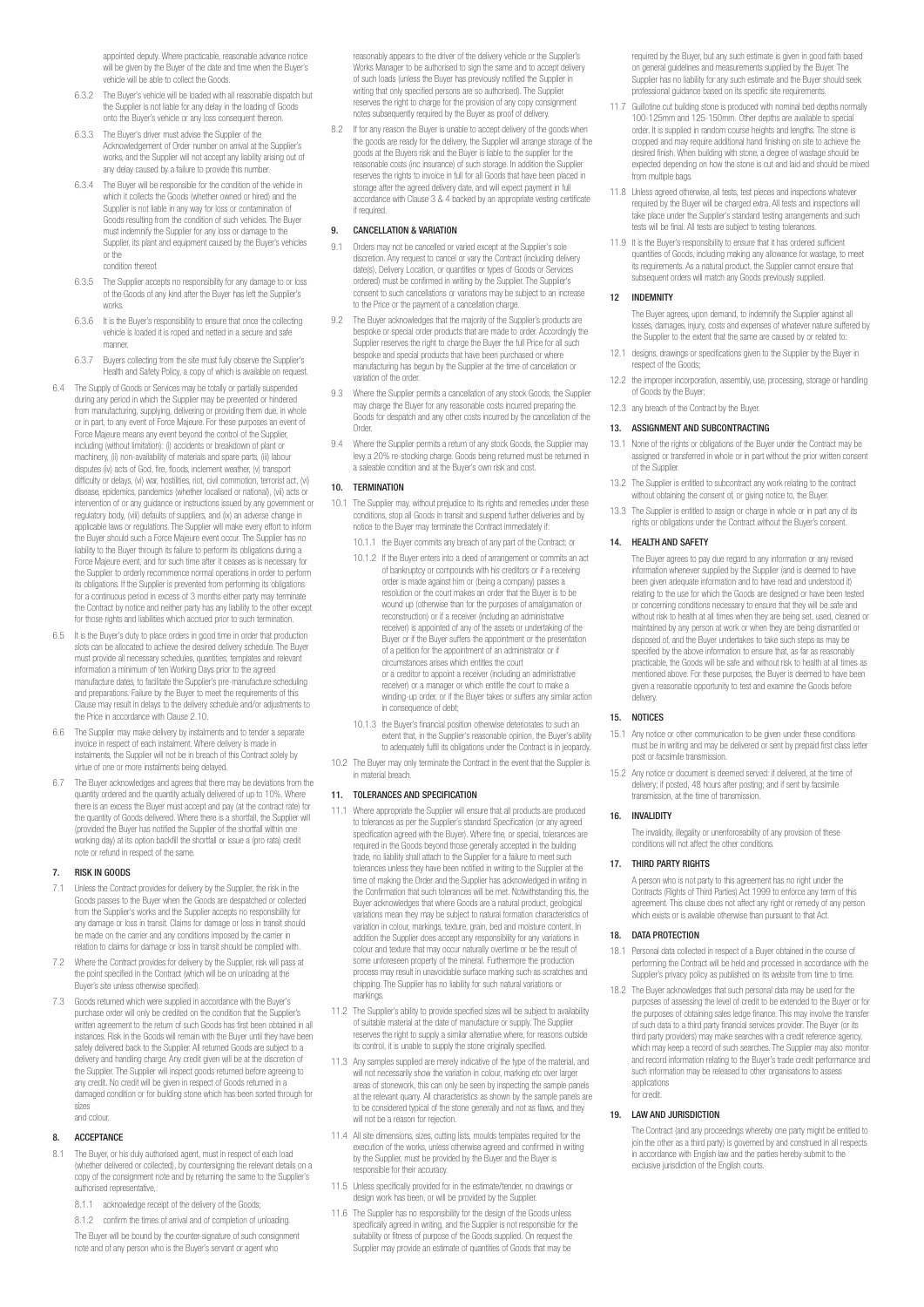appointed deputy. Where practicable, reasonable advance notice will be given by the Buyer of the date and time when the Buyer's vehicle will be able to collect the Goods.

6.3.2 The Buyer's vehicle will be loaded with all reasonable dispatch but the Supplier is not liable for any delay in the loading of Goods onto the Buyer's vehicle or any loss consequent thereon.

6.3.3 The Buyer's driver must advise the Supplier of the Acknowledgement of Order number on arrival at the Supplier's works, and the Supplier will not accept any liability arising out of any delay caused by a failure to provide this number.

6.3.4 The Buyer will be responsible for the condition of the vehicle in which it collects the Goods (whether owned or hired) and the Supplier is not liable in any way for loss or contamination of Goods resulting from the condition of such vehicles. The Buyer must indemnify the Supplier for any loss or damage to the Supplier, its plant and equipment caused by the Buyer's vehicles or the condition thereof.

6.3.5 The Supplier accepts no responsibility for any damage to or loss of the Goods of any kind after the Buyer has left the Supplier's works.

6.3.6 It is the Buyer's responsibility to ensure that once the collecting vehicle is loaded it is roped and netted in a secure and safe manner.

6.3.7 Buyers collecting from the site must fully observe the Supplier's Health and Safety Policy, a copy of which is available on request.

6.4 The Supply of Goods or Services may be totally or partially suspended during any period in which the Supplier may be prevented or hindered from manufacturing, supplying, delivering or providing them due, in whole or in part, to any event of Force Majeure. For these purposes an event of Force Majeure means any event beyond the control of the Supplier, including (without limitation): (i) accidents or breakdown of plant or machinery, (ii) non-availability of materials and spare parts, (iii) labour disputes (iv) acts of God, fire, floods, inclement weather, (v) transport difficulty or delays, (vi) war, hostilities, riot, civil commotion, terrorist act, (vi) disease, epidemics, pandemics (whether localised or national), (vii) acts or intervention of or any guidance or instructions issued by any government or regulatory body, (viii) defaults of suppliers, and (ix) an adverse change in applicable laws or regulations. The Supplier will make every effort to inform the Buyer should such a Force Majeure event occur. The Supplier has no liability to the Buyer through its failure to perform its obligations during a Force Majeure event, and for such time after it ceases as is necessary for the Supplier to orderly recommence normal operations in order to perform its obligations. If the Supplier is prevented from performing its obligations for a continuous period in excess of 3 months either party may terminate the Contract by notice and neither party has any liability to the other except for those rights and liabilities which accrued prior to such termination.

6.5 It is the Buyer's duty to place orders in good time in order that production slots can be allocated to achieve the desired delivery schedule. The Buyer must provide all necessary schedules, quantities, templates and relevant information a minimum of ten Working Days prior to the agreed manufacture dates, to facilitate the Supplier's pre-manufacture scheduling and preparations. Failure by the Buyer to meet the requirements of this Clause may result in delays to the delivery schedule and/or adjustments to the Price in accordance with Clause 2.10.

6.6 The Supplier may make delivery by instalments and to tender a separate invoice in respect of each instalment. Where delivery is made in instalments, the Supplier will not be in breach of this Contract solely by virtue of one or more instalments being delayed.

6.7 The Buyer acknowledges and agrees that there may be deviations from the quantity ordered and the quantity actually delivered of up to 10%. Where there is an excess the Buyer must accept and pay (at the contract rate) for the quantity of Goods delivered. Where there is a shortfall, the Supplier will (provided the Buyer has notified the Supplier of the shortfall within one working day) at its option backfill the shortfall or issue a (pro rata) credit note or refund in respect of the same.

## 7. RISK IN GOODS

7.1 Unless the Contract provides for delivery by the Supplier, the risk in the Goods passes to the Buyer when the Goods are despatched or collected from the Supplier's works and the Supplier accepts no responsibility for any damage or loss in transit. Claims for damage or loss in transit should be made on the carrier and any conditions imposed by the carrier in relation to claims for damage or loss in transit should be complied with.

7.2 Where the Contract provides for delivery by the Supplier, risk will pass at the point specified in the Contract (which will be on unloading at the Buyer's site unless otherwise specified).

7.3 Goods returned which were supplied in accordance with the Buyer's purchase order will only be credited on the condition that the Supplier's written agreement to the return of such Goods has first been obtained in all instances. Risk in the Goods will remain with the Buyer until they have been safely delivered back to the Supplier. All returned Goods are subject to a delivery and handling charge. Any credit given will be at the discretion of the Supplier. The Supplier will inspect goods returned before agreeing to any credit. No credit will be given in respect of Goods returned in a damaged condition or for building stone which has been sorted through for sizes and colour.

## 8. ACCEPTANCE

8.1 The Buyer, or his duly authorised agent, must in respect of each load (whether delivered or collected), by countersigning the relevant details on a copy of the consignment note and by returning the same to the Supplier's authorised representative,:

8.1.1 acknowledge receipt of the delivery of the Goods;

8.1.2 confirm the times of arrival and of completion of unloading.

The Buyer will be bound by the counter-signature of such consignment note and of any person who is the Buyer's servant or agent who reasonably appears to the driver of the delivery vehicle or the Supplier's Works Manager to be authorised to sign the same and to accept delivery of such loads (unless the Buyer has previously notified the Supplier in writing that only specified persons are so authorised). The Supplier reserves the right to charge for the provision of any copy consignment notes subsequently required by the Buyer as proof of delivery.

8.2 If for any reason the Buyer is unable to accept delivery of the goods when the goods are ready for the delivery, the Supplier will arrange storage of the goods at the Buyers risk and the Buyer is liable to the supplier for the reasonable costs (inc insurance) of such storage. In addition the Supplier reserves the rights to invoice in full for all Goods that have been placed in storage after the agreed delivery date, and will expect payment in full accordance with Clause 3 & 4 backed by an appropriate vesting certificate if required.

## 9. CANCELLATION & VARIATION

9.1 Orders may not be cancelled or varied except at the Supplier's sole discretion. Any request to cancel or vary the Contract (including delivery date(s), Delivery Location, or quantities or types of Goods or Services ordered) must be confirmed in writing by the Supplier. The Supplier's consent to such cancellations or variations may be subject to an increase to the Price or the payment of a cancellation charge.

9.2 The Buyer acknowledges that the majority of the Supplier's products are bespoke or special order products that are made to order. Accordingly the Supplier reserves the right to charge the Buyer the full Price for all such bespoke and special products that have been purchased or where manufacturing has begun by the Supplier at the time of cancellation or variation of the order.

9.3 Where the Supplier permits a cancellation of any stock Goods, the Supplier may charge the Buyer for any reasonable costs incurred preparing the Goods for despatch and any other costs incurred by the cancellation of the Order.

9.4 Where the Supplier permits a return of any stock Goods, the Supplier may levy a 20% re-stocking charge. Goods being returned must be returned in a saleable condition and at the Buyer's own risk and cost.

## 10. TERMINATION

10.1 The Supplier may, without prejudice to its rights and remedies under these conditions, stop all Goods in transit and suspend further deliveries and by notice to the Buyer may terminate the Contract immediately if:

10.1.1 the Buyer commits any breach of any part of the Contract; or

10.1.2 If the Buyer enters into a deed of arrangement or commits an act of bankruptcy or compounds with his creditors or if a receiving order is made against him or (being a company) passes a resolution or the court makes an order that the Buyer is to be wound up (otherwise than for the purposes of amalgamation or reconstruction) or if a receiver (including an administrative receiver) is appointed of any of the assets or undertaking of the Buyer or if the Buyer suffers the appointment or the presentation of a petition for the appointment of an administrator or if circumstances arises which entitles the court or a creditor to appoint a receiver (including an administrative receiver) or a manager or which entitle the court to make a winding-up order, or if the Buyer takes or suffers any similar action in consequence of debt;

10.1.3 the Buyer's financial position otherwise deteriorates to such an extent that, in the Supplier's reasonable opinion, the Buyer's ability to adequately fulfil its obligations under the Contract is in jeopardy.

10.2 The Buyer may only terminate the Contract in the event that the Supplier is in material breach.

## 11. TOLERANCES AND SPECIFICATION

11.1 Where appropriate the Supplier will ensure that all products are produced to tolerances as per the Supplier's standard Specification (or any agreed specification agreed with the Buyer). Where fine, or special, tolerances are required in the Goods beyond those generally accepted in the building trade, no liability shall attach to the Supplier for a failure to meet such tolerances unless they have been notified in writing to the Supplier at the time of making the Order and the Supplier has acknowledged in writing in the Confirmation that such tolerances will be met. Notwithstanding this, the Buyer acknowledges that where Goods are a natural product, geological variations mean they may be subject to natural formation characteristics of variation in colour, markings, texture, grain, bed and moisture content. In addition the Supplier does accept any responsibility for any variations in colour and texture that may occur naturally overtime or be the result of some unforeseen property of the mineral. Furthermore the production process may result in unavoidable surface marking such as scratches and chipping. The Supplier has no liability for such natural variations or markings.

11.2 The Supplier's ability to provide specified sizes will be subject to availability of suitable material at the date of manufacture or supply. The Supplier reserves the right to supply a similar alternative where, for reasons outside its control, it is unable to supply the stone originally specified.

11.3 Any samples supplied are merely indicative of the type of the material, and will not necessarily show the variation in colour, marking etc over larger areas of stonework, this can only be seen by inspecting the sample panels at the relevant quarry. All characteristics as shown by the sample panels are to be considered typical of the stone generally and not as flaws, and they will not be a reason for rejection.

11.4 All site dimensions, sizes, cutting lists, moulds templates required for the execution of the works, unless otherwise agreed and confirmed in writing by the Supplier, must be provided by the Buyer and the Buyer is responsible for their accuracy.

11.5 Unless specifically provided for in the estimate/tender, no drawings or design work has been, or will be provided by the Supplier.

11.6 The Supplier has no responsibility for the design of the Goods unless specifically agreed in writing, and the Supplier is not responsible for the suitability or fitness of purpose of the Goods supplied. On request the Supplier may provide an estimate of quantities of Goods that may be required by the Buyer, but any such estimate is given in good faith based on general guidelines and measurements supplied by the Buyer. The Supplier has no liability for any such estimate and the Buyer should seek professional guidance based on its specific site requirements.

11.7 Guillotine cut building stone is produced with nominal bed depths normally 100-125mm and 125-150mm. Other depths are available to special order. It is supplied in random course heights and lengths. The stone is cropped and may require additional hand finishing on site to achieve the desired finish. When building with stone, a degree of wastage should be expected depending on how the stone is cut and laid and should be mixed from multiple bags.

11.8 Unless agreed otherwise, all tests, test pieces and inspections whatever required by the Buyer will be charged extra. All tests and inspections will take place under the Supplier's standard testing arrangements and such tests will be final. All tests are subject to testing tolerances.

11.9 It is the Buyer's responsibility to ensure that it has ordered sufficient quantities of Goods, including making any allowance for wastage, to meet its requirements. As a natural product, the Supplier cannot ensure that subsequent orders will match any Goods previously supplied.

## 12 INDEMNITY

The Buyer agrees, upon demand, to indemnify the Supplier against all losses, damages, injury, costs and expenses of whatever nature suffered by the Supplier to the extent that the same are caused by or related to:

12.1 designs, drawings or specifications given to the Supplier by the Buyer in respect of the Goods;

12.2 the improper incorporation, assembly, use, processing, storage or handling of Goods by the Buyer;

12.3 any breach of the Contract by the Buyer.

## 13. ASSIGNMENT AND SUBCONTRACTING

13.1 None of the rights or obligations of the Buyer under the Contract may be assigned or transferred in whole or in part without the prior written consent of the Supplier.

13.2 The Supplier is entitled to subcontract any work relating to the contract without obtaining the consent of, or giving notice to, the Buyer.

13.3 The Supplier is entitled to assign or charge in whole or in part any of its rights or obligations under the Contract without the Buyer's consent.

## 14. HEALTH AND SAFETY

The Buyer agrees to pay due regard to any information or any revised information whenever supplied by the Supplier (and is deemed to have been given adequate information and to have read and understood it) relating to the use for which the Goods are designed or have been tested or concerning conditions necessary to ensure that they will be safe and without risk to health at all times when they are being set, used, cleaned or maintained by any person at work or when they are being dismantled or disposed of, and the Buyer undertakes to take such steps as may be specified by the above information to ensure that, as far as reasonably practicable, the Goods will be safe and without risk to health at all times as mentioned above. For these purposes, the Buyer is deemed to have been given a reasonable opportunity to test and examine the Goods before delivery.

## 15. NOTICES

15.1 Any notice or other communication to be given under these conditions must be in writing and may be delivered or sent by prepaid first class letter post or facsimile transmission.

15.2 Any notice or document is deemed served: if delivered, at the time of delivery; if posted, 48 hours after posting; and if sent by facsimile transmission, at the time of transmission.

## 16. INVALIDITY

The invalidity, illegality or unenforceability of any provision of these conditions will not affect the other conditions.

## 17. THIRD PARTY RIGHTS

A person who is not party to this agreement has no right under the Contracts (Rights of Third Parties) Act 1999 to enforce any term of this agreement. This clause does not affect any right or remedy of any person which exists or is available otherwise than pursuant to that Act.

## 18. DATA PROTECTION

18.1 Personal data collected in respect of a Buyer obtained in the course of performing the Contract will be held and processed in accordance with the Supplier's privacy policy as published on its website from time to time.

18.2 The Buyer acknowledges that such personal data may be used for the purposes of assessing the level of credit to be extended to the Buyer or for the purposes of obtaining sales ledge finance. This may involve the transfer of such data to a third party financial services provider. The Buyer (or its third party providers) may make searches with a credit reference agency, which may keep a record of such searches. The Supplier may also monitor and record information relating to the Buyer's trade credit performance and such information may be released to other organisations to assess applications for credit.

## 19. LAW AND JURISDICTION

The Contract (and any proceedings whereby one party might be entitled to join the other as a third party) is governed by and construed in all respects in accordance with English law and the parties hereby submit to the exclusive jurisdiction of the English courts.